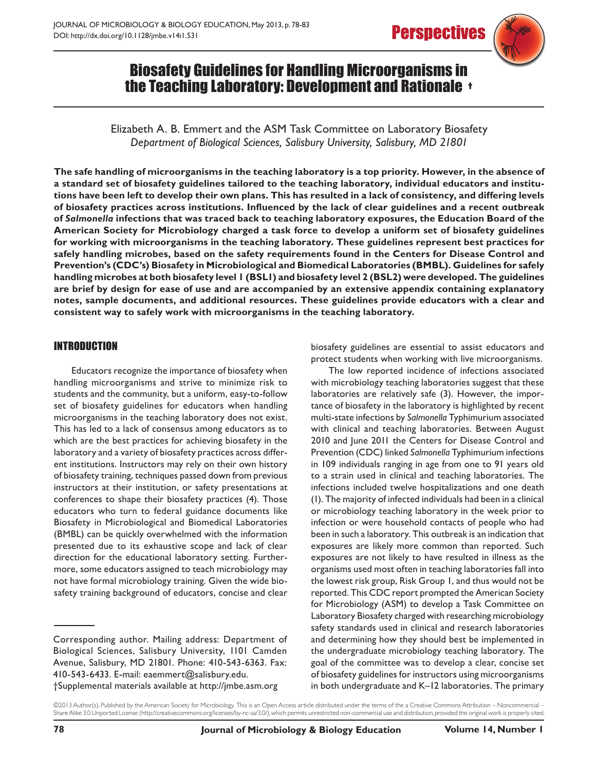# Biosafety Guidelines for Handling Microorganisms in the Teaching Laboratory: Development and Rationale †

Elizabeth A. B. Emmert and the ASM Task Committee on Laboratory Biosafety
*Department of Biological Sciences, Salisbury University, Salisbury, MD 21801*

**The safe handling of microorganisms in the teaching laboratory is a top priority. However, in the absence of a standard set of biosafety guidelines tailored to the teaching laboratory, individual educators and institutions have been left to develop their own plans. This has resulted in a lack of consistency, and differing levels of biosafety practices across institutions. Influenced by the lack of clear guidelines and a recent outbreak of *Salmonella* infections that was traced back to teaching laboratory exposures, the Education Board of the American Society for Microbiology charged a task force to develop a uniform set of biosafety guidelines for working with microorganisms in the teaching laboratory. These guidelines represent best practices for safely handling microbes, based on the safety requirements found in the Centers for Disease Control and Prevention's (CDC's) Biosafety in Microbiological and Biomedical Laboratories (BMBL). Guidelines for safely handling microbes at both biosafety level 1 (BSL1) and biosafety level 2 (BSL2) were developed. The guidelines are brief by design for ease of use and are accompanied by an extensive appendix containing explanatory notes, sample documents, and additional resources. These guidelines provide educators with a clear and consistent way to safely work with microorganisms in the teaching laboratory.**

## INTRODUCTION

Educators recognize the importance of biosafety when handling microorganisms and strive to minimize risk to students and the community, but a uniform, easy-to-follow set of biosafety guidelines for educators when handling microorganisms in the teaching laboratory does not exist. This has led to a lack of consensus among educators as to which are the best practices for achieving biosafety in the laboratory and a variety of biosafety practices across different institutions. Instructors may rely on their own history of biosafety training, techniques passed down from previous instructors at their institution, or safety presentations at conferences to shape their biosafety practices (4). Those educators who turn to federal guidance documents like Biosafety in Microbiological and Biomedical Laboratories (BMBL) can be quickly overwhelmed with the information presented due to its exhaustive scope and lack of clear direction for the educational laboratory setting. Furthermore, some educators assigned to teach microbiology may not have formal microbiology training. Given the wide biosafety training background of educators, concise and clear biosafety guidelines are essential to assist educators and protect students when working with live microorganisms.

The low reported incidence of infections associated with microbiology teaching laboratories suggest that these laboratories are relatively safe (3). However, the importance of biosafety in the laboratory is highlighted by recent multi-state infections by *Salmonella* Typhimurium associated with clinical and teaching laboratories. Between August 2010 and June 2011 the Centers for Disease Control and Prevention (CDC) linked *Salmonella* Typhimurium infections in 109 individuals ranging in age from one to 91 years old to a strain used in clinical and teaching laboratories. The infections included twelve hospitalizations and one death (1). The majority of infected individuals had been in a clinical or microbiology teaching laboratory in the week prior to infection or were household contacts of people who had been in such a laboratory. This outbreak is an indication that exposures are likely more common than reported. Such exposures are not likely to have resulted in illness as the organisms used most often in teaching laboratories fall into the lowest risk group, Risk Group 1, and thus would not be reported. This CDC report prompted the American Society for Microbiology (ASM) to develop a Task Committee on Laboratory Biosafety charged with researching microbiology safety standards used in clinical and research laboratories and determining how they should best be implemented in the undergraduate microbiology teaching laboratory. The goal of the committee was to develop a clear, concise set of biosafety guidelines for instructors using microorganisms in both undergraduate and K–12 laboratories. The primary

---

Corresponding author. Mailing address: Department of Biological Sciences, Salisbury University, 1101 Camden Avenue, Salisbury, MD 21801. Phone: 410-543-6363. Fax: 410-543-6433. E-mail: eaemmert@salisbury.edu.
†Supplemental materials available at http://jmbe.asm.org

©2013 Author(s). Published by the American Society for Microbiology. This is an Open Access article distributed under the terms of the a Creative Commons Attribution – Noncommercial – Share Alike 3.0 Unported License (http://creativecommons.org/licenses/by-nc-sa/3.0/), which permits unrestricted non-commercial use and distribution, provided the original work is properly cited.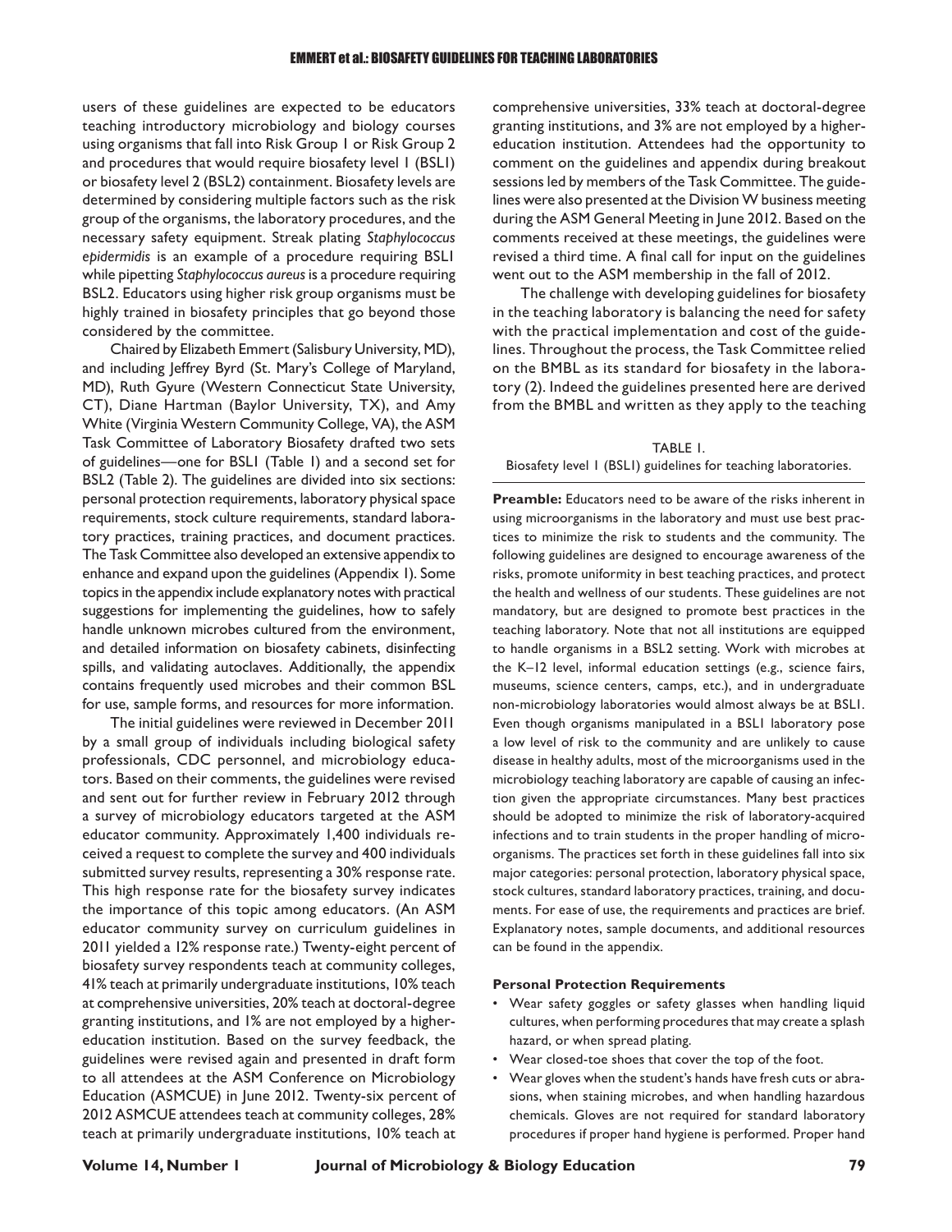users of these guidelines are expected to be educators teaching introductory microbiology and biology courses using organisms that fall into Risk Group 1 or Risk Group 2 and procedures that would require biosafety level 1 (BSL1) or biosafety level 2 (BSL2) containment. Biosafety levels are determined by considering multiple factors such as the risk group of the organisms, the laboratory procedures, and the necessary safety equipment. Streak plating *Staphylococcus epidermidis* is an example of a procedure requiring BSL1 while pipetting *Staphylococcus aureus* is a procedure requiring BSL2. Educators using higher risk group organisms must be highly trained in biosafety principles that go beyond those considered by the committee.

Chaired by Elizabeth Emmert (Salisbury University, MD), and including Jeffrey Byrd (St. Mary's College of Maryland, MD), Ruth Gyure (Western Connecticut State University, CT), Diane Hartman (Baylor University, TX), and Amy White (Virginia Western Community College, VA), the ASM Task Committee of Laboratory Biosafety drafted two sets of guidelines—one for BSL1 (Table 1) and a second set for BSL2 (Table 2). The guidelines are divided into six sections: personal protection requirements, laboratory physical space requirements, stock culture requirements, standard laboratory practices, training practices, and document practices. The Task Committee also developed an extensive appendix to enhance and expand upon the guidelines (Appendix 1). Some topics in the appendix include explanatory notes with practical suggestions for implementing the guidelines, how to safely handle unknown microbes cultured from the environment, and detailed information on biosafety cabinets, disinfecting spills, and validating autoclaves. Additionally, the appendix contains frequently used microbes and their common BSL for use, sample forms, and resources for more information.

The initial guidelines were reviewed in December 2011 by a small group of individuals including biological safety professionals, CDC personnel, and microbiology educators. Based on their comments, the guidelines were revised and sent out for further review in February 2012 through a survey of microbiology educators targeted at the ASM educator community. Approximately 1,400 individuals received a request to complete the survey and 400 individuals submitted survey results, representing a 30% response rate. This high response rate for the biosafety survey indicates the importance of this topic among educators. (An ASM educator community survey on curriculum guidelines in 2011 yielded a 12% response rate.) Twenty-eight percent of biosafety survey respondents teach at community colleges, 41% teach at primarily undergraduate institutions, 10% teach at comprehensive universities, 20% teach at doctoral-degree granting institutions, and 1% are not employed by a higher-education institution. Based on the survey feedback, the guidelines were revised again and presented in draft form to all attendees at the ASM Conference on Microbiology Education (ASMCUE) in June 2012. Twenty-six percent of 2012 ASMCUE attendees teach at community colleges, 28% teach at primarily undergraduate institutions, 10% teach at comprehensive universities, 33% teach at doctoral-degree granting institutions, and 3% are not employed by a higher-education institution. Attendees had the opportunity to comment on the guidelines and appendix during breakout sessions led by members of the Task Committee. The guidelines were also presented at the Division W business meeting during the ASM General Meeting in June 2012. Based on the comments received at these meetings, the guidelines were revised a third time. A final call for input on the guidelines went out to the ASM membership in the fall of 2012.

The challenge with developing guidelines for biosafety in the teaching laboratory is balancing the need for safety with the practical implementation and cost of the guidelines. Throughout the process, the Task Committee relied on the BMBL as its standard for biosafety in the laboratory (2). Indeed the guidelines presented here are derived from the BMBL and written as they apply to the teaching

TABLE 1.
Biosafety level 1 (BSL1) guidelines for teaching laboratories.

**Preamble:** Educators need to be aware of the risks inherent in using microorganisms in the laboratory and must use best practices to minimize the risk to students and the community. The following guidelines are designed to encourage awareness of the risks, promote uniformity in best teaching practices, and protect the health and wellness of our students. These guidelines are not mandatory, but are designed to promote best practices in the teaching laboratory. Note that not all institutions are equipped to handle organisms in a BSL2 setting. Work with microbes at the K–12 level, informal education settings (e.g., science fairs, museums, science centers, camps, etc.), and in undergraduate non-microbiology laboratories would almost always be at BSL1. Even though organisms manipulated in a BSL1 laboratory pose a low level of risk to the community and are unlikely to cause disease in healthy adults, most of the microorganisms used in the microbiology teaching laboratory are capable of causing an infection given the appropriate circumstances. Many best practices should be adopted to minimize the risk of laboratory-acquired infections and to train students in the proper handling of microorganisms. The practices set forth in these guidelines fall into six major categories: personal protection, laboratory physical space, stock cultures, standard laboratory practices, training, and documents. For ease of use, the requirements and practices are brief. Explanatory notes, sample documents, and additional resources can be found in the appendix.

**Personal Protection Requirements**

- Wear safety goggles or safety glasses when handling liquid cultures, when performing procedures that may create a splash hazard, or when spread plating.
- Wear closed-toe shoes that cover the top of the foot.
- Wear gloves when the student's hands have fresh cuts or abrasions, when staining microbes, and when handling hazardous chemicals. Gloves are not required for standard laboratory procedures if proper hand hygiene is performed. Proper hand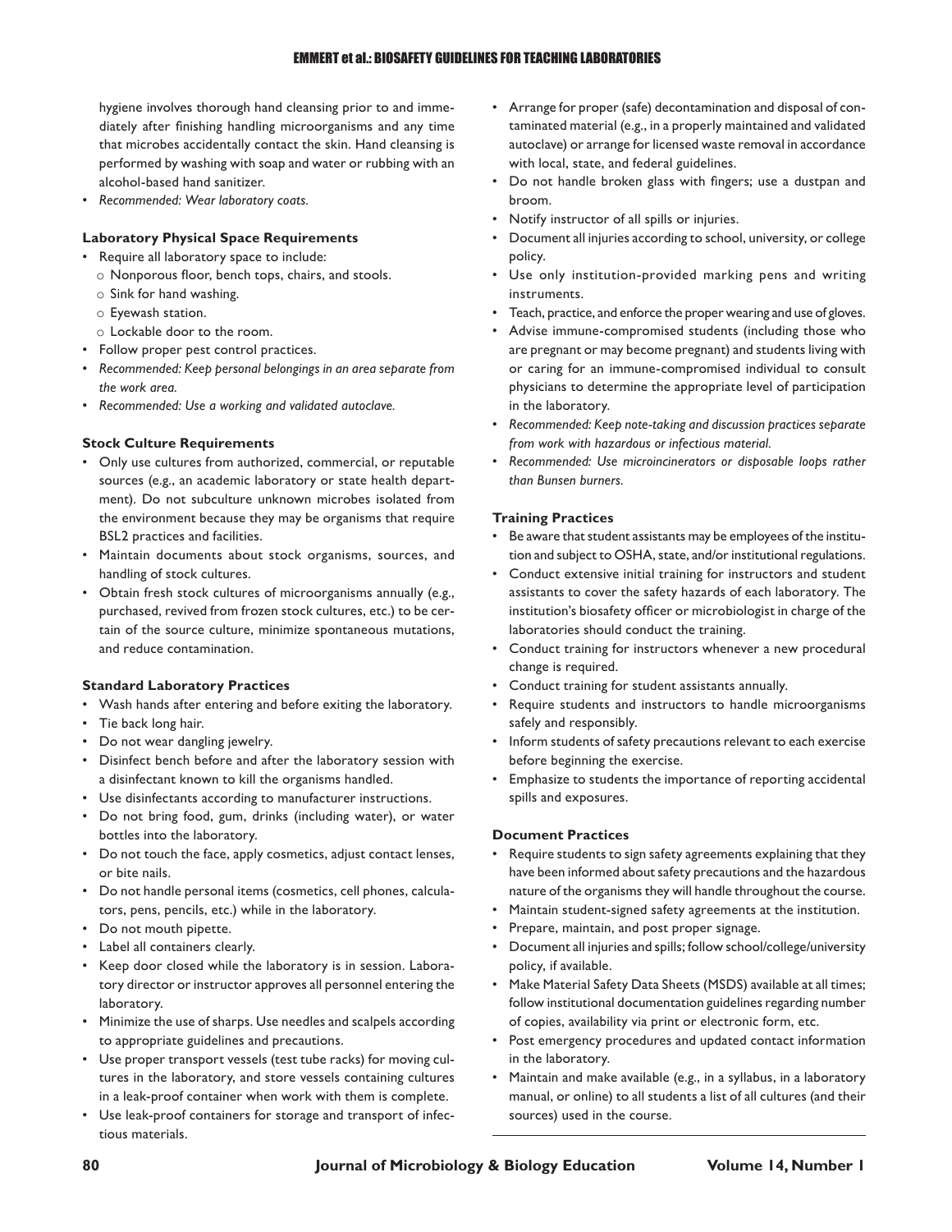hygiene involves thorough hand cleansing prior to and immediately after finishing handling microorganisms and any time that microbes accidentally contact the skin. Hand cleansing is performed by washing with soap and water or rubbing with an alcohol-based hand sanitizer.

- *Recommended: Wear laboratory coats.*

**Laboratory Physical Space Requirements**

- Require all laboratory space to include:
  - Nonporous floor, bench tops, chairs, and stools.
  - Sink for hand washing.
  - Eyewash station.
  - Lockable door to the room.
- Follow proper pest control practices.
- *Recommended: Keep personal belongings in an area separate from the work area.*
- *Recommended: Use a working and validated autoclave.*

**Stock Culture Requirements**

- Only use cultures from authorized, commercial, or reputable sources (e.g., an academic laboratory or state health department). Do not subculture unknown microbes isolated from the environment because they may be organisms that require BSL2 practices and facilities.
- Maintain documents about stock organisms, sources, and handling of stock cultures.
- Obtain fresh stock cultures of microorganisms annually (e.g., purchased, revived from frozen stock cultures, etc.) to be certain of the source culture, minimize spontaneous mutations, and reduce contamination.

**Standard Laboratory Practices**

- Wash hands after entering and before exiting the laboratory.
- Tie back long hair.
- Do not wear dangling jewelry.
- Disinfect bench before and after the laboratory session with a disinfectant known to kill the organisms handled.
- Use disinfectants according to manufacturer instructions.
- Do not bring food, gum, drinks (including water), or water bottles into the laboratory.
- Do not touch the face, apply cosmetics, adjust contact lenses, or bite nails.
- Do not handle personal items (cosmetics, cell phones, calculators, pens, pencils, etc.) while in the laboratory.
- Do not mouth pipette.
- Label all containers clearly.
- Keep door closed while the laboratory is in session. Laboratory director or instructor approves all personnel entering the laboratory.
- Minimize the use of sharps. Use needles and scalpels according to appropriate guidelines and precautions.
- Use proper transport vessels (test tube racks) for moving cultures in the laboratory, and store vessels containing cultures in a leak-proof container when work with them is complete.
- Use leak-proof containers for storage and transport of infectious materials.
- Arrange for proper (safe) decontamination and disposal of contaminated material (e.g., in a properly maintained and validated autoclave) or arrange for licensed waste removal in accordance with local, state, and federal guidelines.
- Do not handle broken glass with fingers; use a dustpan and broom.
- Notify instructor of all spills or injuries.
- Document all injuries according to school, university, or college policy.
- Use only institution-provided marking pens and writing instruments.
- Teach, practice, and enforce the proper wearing and use of gloves.
- Advise immune-compromised students (including those who are pregnant or may become pregnant) and students living with or caring for an immune-compromised individual to consult physicians to determine the appropriate level of participation in the laboratory.
- *Recommended: Keep note-taking and discussion practices separate from work with hazardous or infectious material.*
- *Recommended: Use microincinerators or disposable loops rather than Bunsen burners.*

**Training Practices**

- Be aware that student assistants may be employees of the institution and subject to OSHA, state, and/or institutional regulations.
- Conduct extensive initial training for instructors and student assistants to cover the safety hazards of each laboratory. The institution's biosafety officer or microbiologist in charge of the laboratories should conduct the training.
- Conduct training for instructors whenever a new procedural change is required.
- Conduct training for student assistants annually.
- Require students and instructors to handle microorganisms safely and responsibly.
- Inform students of safety precautions relevant to each exercise before beginning the exercise.
- Emphasize to students the importance of reporting accidental spills and exposures.

**Document Practices**

- Require students to sign safety agreements explaining that they have been informed about safety precautions and the hazardous nature of the organisms they will handle throughout the course.
- Maintain student-signed safety agreements at the institution.
- Prepare, maintain, and post proper signage.
- Document all injuries and spills; follow school/college/university policy, if available.
- Make Material Safety Data Sheets (MSDS) available at all times; follow institutional documentation guidelines regarding number of copies, availability via print or electronic form, etc.
- Post emergency procedures and updated contact information in the laboratory.
- Maintain and make available (e.g., in a syllabus, in a laboratory manual, or online) to all students a list of all cultures (and their sources) used in the course.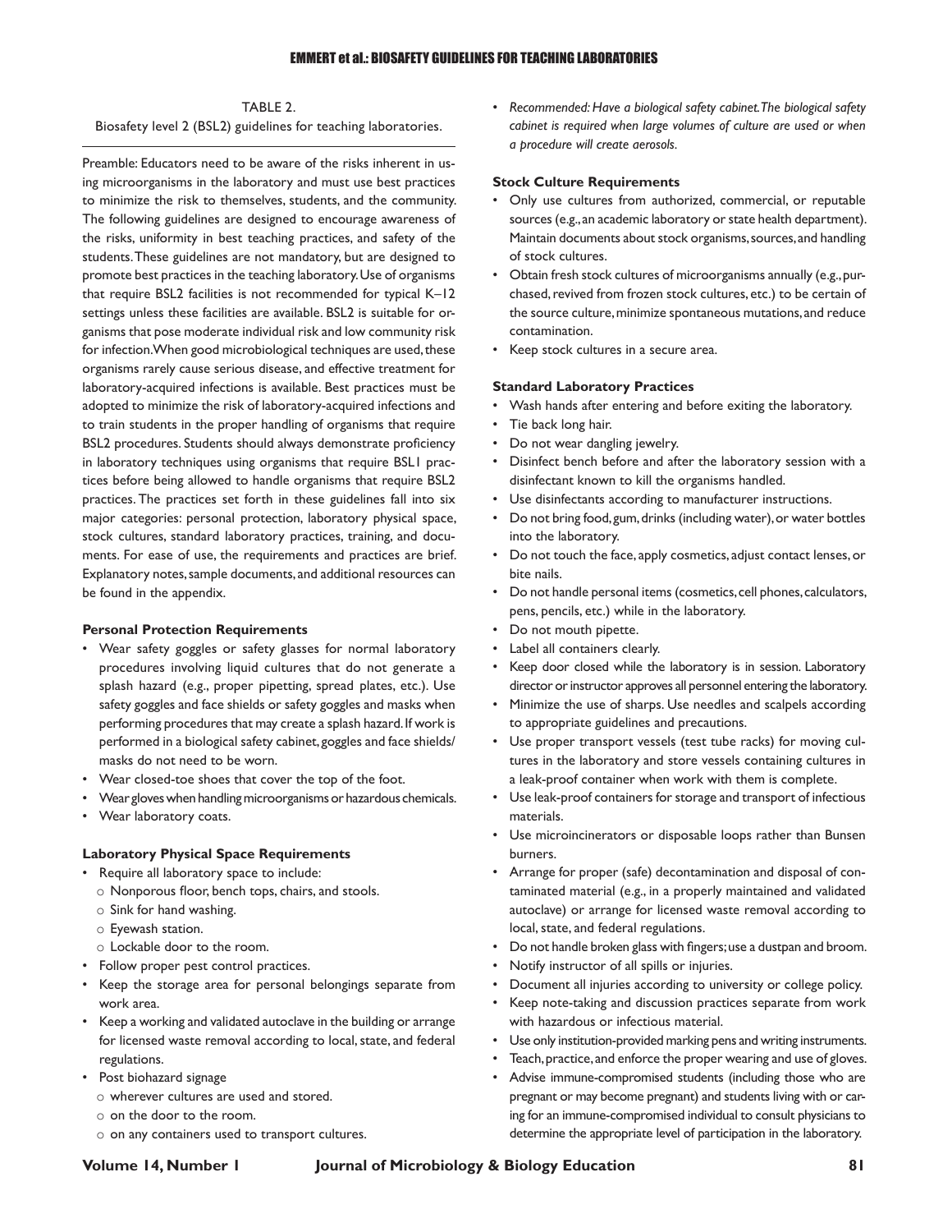TABLE 2.

Biosafety level 2 (BSL2) guidelines for teaching laboratories.

Preamble: Educators need to be aware of the risks inherent in using microorganisms in the laboratory and must use best practices to minimize the risk to themselves, students, and the community. The following guidelines are designed to encourage awareness of the risks, uniformity in best teaching practices, and safety of the students. These guidelines are not mandatory, but are designed to promote best practices in the teaching laboratory. Use of organisms that require BSL2 facilities is not recommended for typical K–12 settings unless these facilities are available. BSL2 is suitable for organisms that pose moderate individual risk and low community risk for infection. When good microbiological techniques are used, these organisms rarely cause serious disease, and effective treatment for laboratory-acquired infections is available. Best practices must be adopted to minimize the risk of laboratory-acquired infections and to train students in the proper handling of organisms that require BSL2 procedures. Students should always demonstrate proficiency in laboratory techniques using organisms that require BSL1 practices before being allowed to handle organisms that require BSL2 practices. The practices set forth in these guidelines fall into six major categories: personal protection, laboratory physical space, stock cultures, standard laboratory practices, training, and documents. For ease of use, the requirements and practices are brief. Explanatory notes, sample documents, and additional resources can be found in the appendix.

**Personal Protection Requirements**

- Wear safety goggles or safety glasses for normal laboratory procedures involving liquid cultures that do not generate a splash hazard (e.g., proper pipetting, spread plates, etc.). Use safety goggles and face shields or safety goggles and masks when performing procedures that may create a splash hazard. If work is performed in a biological safety cabinet, goggles and face shields/masks do not need to be worn.
- Wear closed-toe shoes that cover the top of the foot.
- Wear gloves when handling microorganisms or hazardous chemicals.
- Wear laboratory coats.

**Laboratory Physical Space Requirements**

- Require all laboratory space to include:
  - Nonporous floor, bench tops, chairs, and stools.
  - Sink for hand washing.
  - Eyewash station.
  - Lockable door to the room.
- Follow proper pest control practices.
- Keep the storage area for personal belongings separate from work area.
- Keep a working and validated autoclave in the building or arrange for licensed waste removal according to local, state, and federal regulations.
- Post biohazard signage
  - wherever cultures are used and stored.
  - on the door to the room.
  - on any containers used to transport cultures.
- *Recommended: Have a biological safety cabinet. The biological safety cabinet is required when large volumes of culture are used or when a procedure will create aerosols.*

**Stock Culture Requirements**

- Only use cultures from authorized, commercial, or reputable sources (e.g., an academic laboratory or state health department). Maintain documents about stock organisms, sources, and handling of stock cultures.
- Obtain fresh stock cultures of microorganisms annually (e.g., purchased, revived from frozen stock cultures, etc.) to be certain of the source culture, minimize spontaneous mutations, and reduce contamination.
- Keep stock cultures in a secure area.

**Standard Laboratory Practices**

- Wash hands after entering and before exiting the laboratory.
- Tie back long hair.
- Do not wear dangling jewelry.
- Disinfect bench before and after the laboratory session with a disinfectant known to kill the organisms handled.
- Use disinfectants according to manufacturer instructions.
- Do not bring food, gum, drinks (including water), or water bottles into the laboratory.
- Do not touch the face, apply cosmetics, adjust contact lenses, or bite nails.
- Do not handle personal items (cosmetics, cell phones, calculators, pens, pencils, etc.) while in the laboratory.
- Do not mouth pipette.
- Label all containers clearly.
- Keep door closed while the laboratory is in session. Laboratory director or instructor approves all personnel entering the laboratory.
- Minimize the use of sharps. Use needles and scalpels according to appropriate guidelines and precautions.
- Use proper transport vessels (test tube racks) for moving cultures in the laboratory and store vessels containing cultures in a leak-proof container when work with them is complete.
- Use leak-proof containers for storage and transport of infectious materials.
- Use microincinerators or disposable loops rather than Bunsen burners.
- Arrange for proper (safe) decontamination and disposal of contaminated material (e.g., in a properly maintained and validated autoclave) or arrange for licensed waste removal according to local, state, and federal regulations.
- Do not handle broken glass with fingers; use a dustpan and broom.
- Notify instructor of all spills or injuries.
- Document all injuries according to university or college policy.
- Keep note-taking and discussion practices separate from work with hazardous or infectious material.
- Use only institution-provided marking pens and writing instruments.
- Teach, practice, and enforce the proper wearing and use of gloves.
- Advise immune-compromised students (including those who are pregnant or may become pregnant) and students living with or caring for an immune-compromised individual to consult physicians to determine the appropriate level of participation in the laboratory.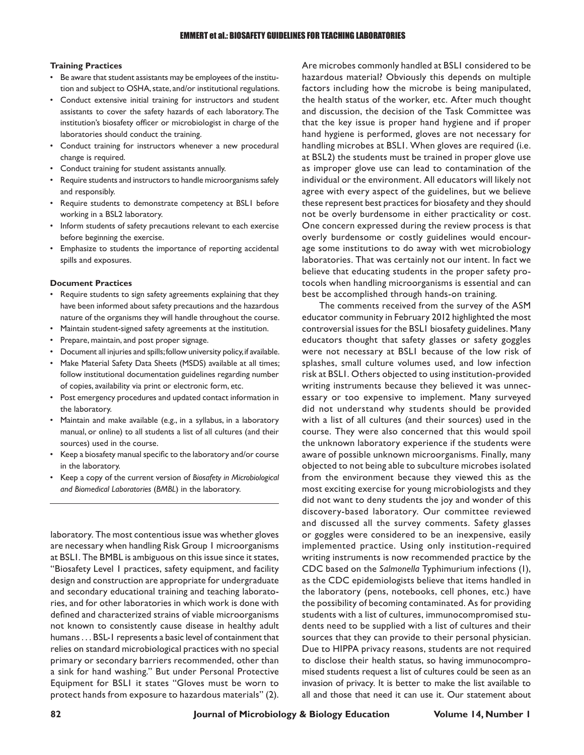**Training Practices**

- Be aware that student assistants may be employees of the institution and subject to OSHA, state, and/or institutional regulations.
- Conduct extensive initial training for instructors and student assistants to cover the safety hazards of each laboratory. The institution's biosafety officer or microbiologist in charge of the laboratories should conduct the training.
- Conduct training for instructors whenever a new procedural change is required.
- Conduct training for student assistants annually.
- Require students and instructors to handle microorganisms safely and responsibly.
- Require students to demonstrate competency at BSL1 before working in a BSL2 laboratory.
- Inform students of safety precautions relevant to each exercise before beginning the exercise.
- Emphasize to students the importance of reporting accidental spills and exposures.

**Document Practices**

- Require students to sign safety agreements explaining that they have been informed about safety precautions and the hazardous nature of the organisms they will handle throughout the course.
- Maintain student-signed safety agreements at the institution.
- Prepare, maintain, and post proper signage.
- Document all injuries and spills; follow university policy, if available.
- Make Material Safety Data Sheets (MSDS) available at all times; follow institutional documentation guidelines regarding number of copies, availability via print or electronic form, etc.
- Post emergency procedures and updated contact information in the laboratory.
- Maintain and make available (e.g., in a syllabus, in a laboratory manual, or online) to all students a list of all cultures (and their sources) used in the course.
- Keep a biosafety manual specific to the laboratory and/or course in the laboratory.
- Keep a copy of the current version of *Biosafety in Microbiological and Biomedical Laboratories* (*BMBL*) in the laboratory.

laboratory. The most contentious issue was whether gloves are necessary when handling Risk Group 1 microorganisms at BSL1. The BMBL is ambiguous on this issue since it states, "Biosafety Level 1 practices, safety equipment, and facility design and construction are appropriate for undergraduate and secondary educational training and teaching laboratories, and for other laboratories in which work is done with defined and characterized strains of viable microorganisms not known to consistently cause disease in healthy adult humans . . . BSL-1 represents a basic level of containment that relies on standard microbiological practices with no special primary or secondary barriers recommended, other than a sink for hand washing." But under Personal Protective Equipment for BSL1 it states "Gloves must be worn to protect hands from exposure to hazardous materials" (2).

Are microbes commonly handled at BSL1 considered to be hazardous material? Obviously this depends on multiple factors including how the microbe is being manipulated, the health status of the worker, etc. After much thought and discussion, the decision of the Task Committee was that the key issue is proper hand hygiene and if proper hand hygiene is performed, gloves are not necessary for handling microbes at BSL1. When gloves are required (i.e. at BSL2) the students must be trained in proper glove use as improper glove use can lead to contamination of the individual or the environment. All educators will likely not agree with every aspect of the guidelines, but we believe these represent best practices for biosafety and they should not be overly burdensome in either practicality or cost. One concern expressed during the review process is that overly burdensome or costly guidelines would encourage some institutions to do away with wet microbiology laboratories. That was certainly not our intent. In fact we believe that educating students in the proper safety protocols when handling microorganisms is essential and can best be accomplished through hands-on training.

The comments received from the survey of the ASM educator community in February 2012 highlighted the most controversial issues for the BSL1 biosafety guidelines. Many educators thought that safety glasses or safety goggles were not necessary at BSL1 because of the low risk of splashes, small culture volumes used, and low infection risk at BSL1. Others objected to using institution-provided writing instruments because they believed it was unnecessary or too expensive to implement. Many surveyed did not understand why students should be provided with a list of all cultures (and their sources) used in the course. They were also concerned that this would spoil the unknown laboratory experience if the students were aware of possible unknown microorganisms. Finally, many objected to not being able to subculture microbes isolated from the environment because they viewed this as the most exciting exercise for young microbiologists and they did not want to deny students the joy and wonder of this discovery-based laboratory. Our committee reviewed and discussed all the survey comments. Safety glasses or goggles were considered to be an inexpensive, easily implemented practice. Using only institution-required writing instruments is now recommended practice by the CDC based on the *Salmonella* Typhimurium infections (1), as the CDC epidemiologists believe that items handled in the laboratory (pens, notebooks, cell phones, etc.) have the possibility of becoming contaminated. As for providing students with a list of cultures, immunocompromised students need to be supplied with a list of cultures and their sources that they can provide to their personal physician. Due to HIPPA privacy reasons, students are not required to disclose their health status, so having immunocompromised students request a list of cultures could be seen as an invasion of privacy. It is better to make the list available to all and those that need it can use it. Our statement about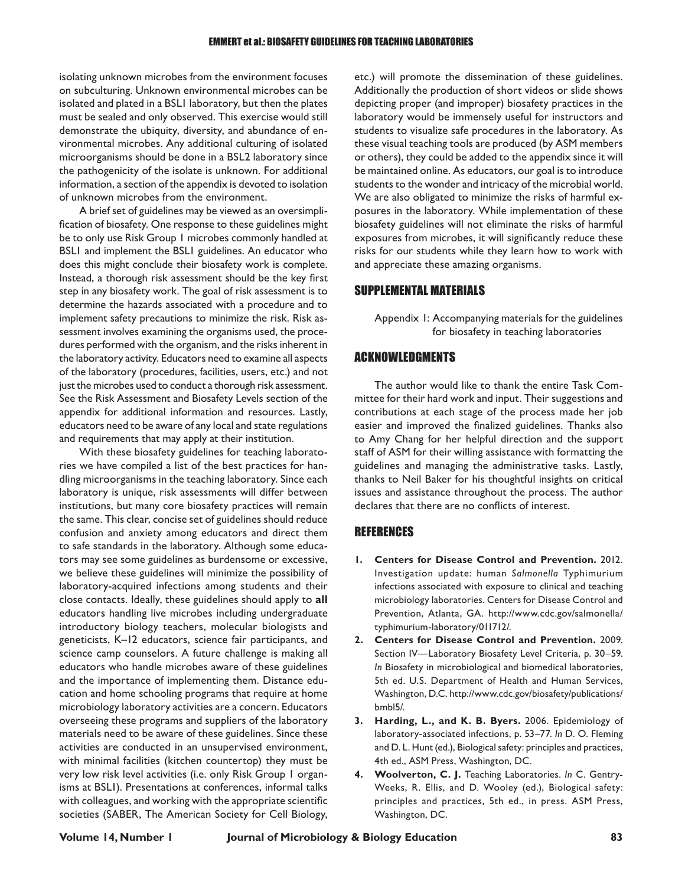isolating unknown microbes from the environment focuses on subculturing. Unknown environmental microbes can be isolated and plated in a BSL1 laboratory, but then the plates must be sealed and only observed. This exercise would still demonstrate the ubiquity, diversity, and abundance of environmental microbes. Any additional culturing of isolated microorganisms should be done in a BSL2 laboratory since the pathogenicity of the isolate is unknown. For additional information, a section of the appendix is devoted to isolation of unknown microbes from the environment.

A brief set of guidelines may be viewed as an oversimplification of biosafety. One response to these guidelines might be to only use Risk Group 1 microbes commonly handled at BSL1 and implement the BSL1 guidelines. An educator who does this might conclude their biosafety work is complete. Instead, a thorough risk assessment should be the key first step in any biosafety work. The goal of risk assessment is to determine the hazards associated with a procedure and to implement safety precautions to minimize the risk. Risk assessment involves examining the organisms used, the procedures performed with the organism, and the risks inherent in the laboratory activity. Educators need to examine all aspects of the laboratory (procedures, facilities, users, etc.) and not just the microbes used to conduct a thorough risk assessment. See the Risk Assessment and Biosafety Levels section of the appendix for additional information and resources. Lastly, educators need to be aware of any local and state regulations and requirements that may apply at their institution.

With these biosafety guidelines for teaching laboratories we have compiled a list of the best practices for handling microorganisms in the teaching laboratory. Since each laboratory is unique, risk assessments will differ between institutions, but many core biosafety practices will remain the same. This clear, concise set of guidelines should reduce confusion and anxiety among educators and direct them to safe standards in the laboratory. Although some educators may see some guidelines as burdensome or excessive, we believe these guidelines will minimize the possibility of laboratory-acquired infections among students and their close contacts. Ideally, these guidelines should apply to **all** educators handling live microbes including undergraduate introductory biology teachers, molecular biologists and geneticists, K–12 educators, science fair participants, and science camp counselors. A future challenge is making all educators who handle microbes aware of these guidelines and the importance of implementing them. Distance education and home schooling programs that require at home microbiology laboratory activities are a concern. Educators overseeing these programs and suppliers of the laboratory materials need to be aware of these guidelines. Since these activities are conducted in an unsupervised environment, with minimal facilities (kitchen countertop) they must be very low risk level activities (i.e. only Risk Group 1 organisms at BSL1). Presentations at conferences, informal talks with colleagues, and working with the appropriate scientific societies (SABER, The American Society for Cell Biology, etc.) will promote the dissemination of these guidelines. Additionally the production of short videos or slide shows depicting proper (and improper) biosafety practices in the laboratory would be immensely useful for instructors and students to visualize safe procedures in the laboratory. As these visual teaching tools are produced (by ASM members or others), they could be added to the appendix since it will be maintained online. As educators, our goal is to introduce students to the wonder and intricacy of the microbial world. We are also obligated to minimize the risks of harmful exposures in the laboratory. While implementation of these biosafety guidelines will not eliminate the risks of harmful exposures from microbes, it will significantly reduce these risks for our students while they learn how to work with and appreciate these amazing organisms.

## SUPPLEMENTAL MATERIALS

Appendix 1: Accompanying materials for the guidelines for biosafety in teaching laboratories

## ACKNOWLEDGMENTS

The author would like to thank the entire Task Committee for their hard work and input. Their suggestions and contributions at each stage of the process made her job easier and improved the finalized guidelines. Thanks also to Amy Chang for her helpful direction and the support staff of ASM for their willing assistance with formatting the guidelines and managing the administrative tasks. Lastly, thanks to Neil Baker for his thoughtful insights on critical issues and assistance throughout the process. The author declares that there are no conflicts of interest.

## REFERENCES

1. **Centers for Disease Control and Prevention.** 2012. Investigation update: human *Salmonella* Typhimurium infections associated with exposure to clinical and teaching microbiology laboratories. Centers for Disease Control and Prevention, Atlanta, GA. http://www.cdc.gov/salmonella/typhimurium-laboratory/011712/.
2. **Centers for Disease Control and Prevention.** 2009. Section IV—Laboratory Biosafety Level Criteria, p. 30–59. *In* Biosafety in microbiological and biomedical laboratories, 5th ed. U.S. Department of Health and Human Services, Washington, D.C. http://www.cdc.gov/biosafety/publications/bmbl5/.
3. **Harding, L., and K. B. Byers.** 2006. Epidemiology of laboratory-associated infections, p. 53–77. *In* D. O. Fleming and D. L. Hunt (ed.), Biological safety: principles and practices, 4th ed., ASM Press, Washington, DC.
4. **Woolverton, C. J.** Teaching Laboratories. *In* C. Gentry-Weeks, R. Ellis, and D. Wooley (ed.), Biological safety: principles and practices, 5th ed., in press. ASM Press, Washington, DC.